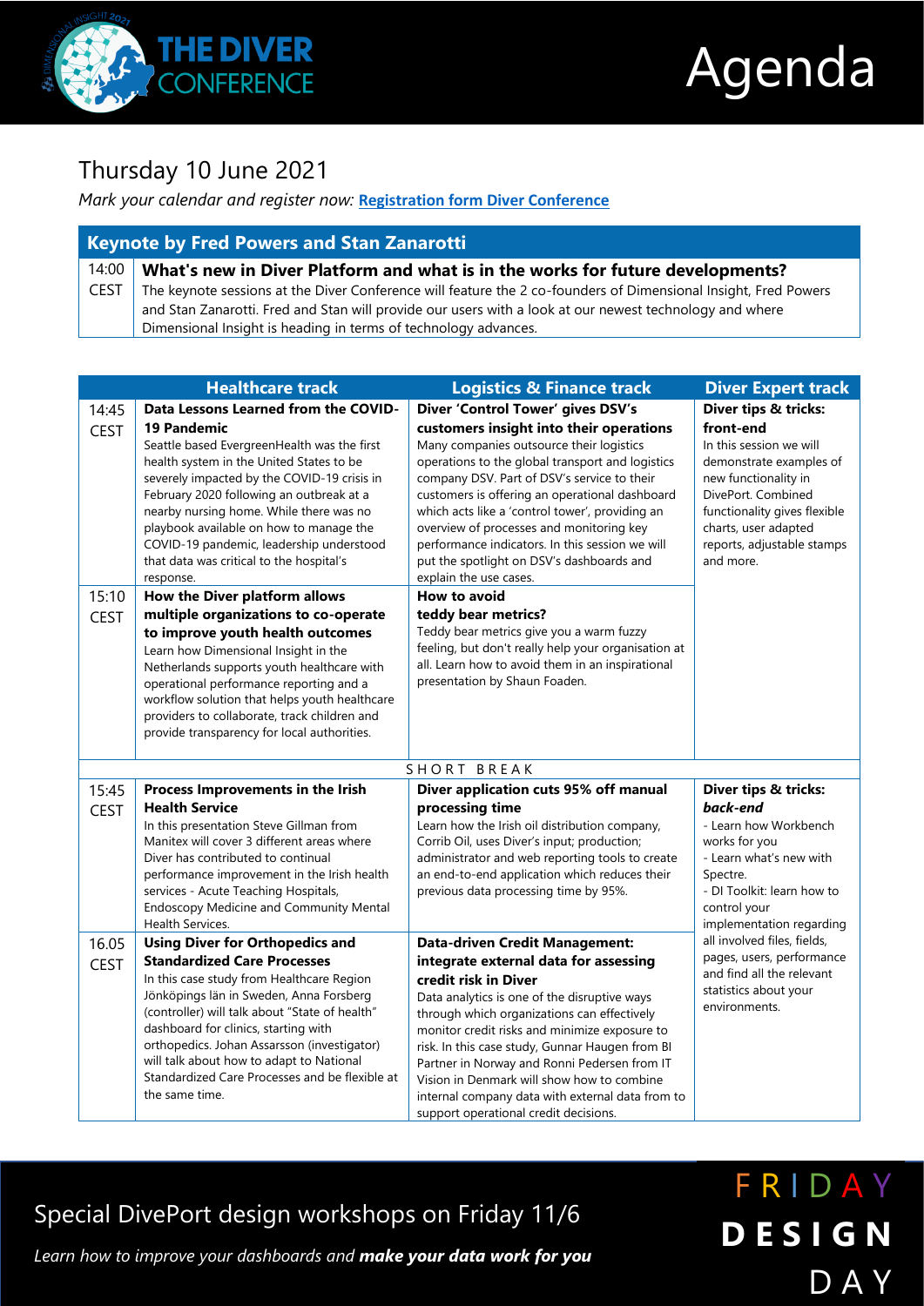# THE DIVER CONFERENCE

# Agenda

## Thursday 10 June 2021

*Mark your calendar and register now:* **Registration form Diver Conference**

### Keynote by Fred Powers and Stan Zanarotti

| | |
|---|---|
| 14:00 CEST | **What's new in Diver Platform and what is in the works for future developments?** The keynote sessions at the Diver Conference will feature the 2 co-founders of Dimensional Insight, Fred Powers and Stan Zanarotti. Fred and Stan will provide our users with a look at our newest technology and where Dimensional Insight is heading in terms of technology advances. |

| | Healthcare track | Logistics & Finance track | Diver Expert track |
|---|---|---|---|
| 14:45 CEST | **Data Lessons Learned from the COVID-19 Pandemic** Seattle based EvergreenHealth was the first health system in the United States to be severely impacted by the COVID-19 crisis in February 2020 following an outbreak at a nearby nursing home. While there was no playbook available on how to manage the COVID-19 pandemic, leadership understood that data was critical to the hospital's response. | **Diver 'Control Tower' gives DSV's customers insight into their operations** Many companies outsource their logistics operations to the global transport and logistics company DSV. Part of DSV's service to their customers is offering an operational dashboard which acts like a 'control tower', providing an overview of processes and monitoring key performance indicators. In this session we will put the spotlight on DSV's dashboards and explain the use cases. | **Diver tips & tricks: front-end** In this session we will demonstrate examples of new functionality in DivePort. Combined functionality gives flexible charts, user adapted reports, adjustable stamps and more. |
| 15:10 CEST | **How the Diver platform allows multiple organizations to co-operate to improve youth health outcomes** Learn how Dimensional Insight in the Netherlands supports youth healthcare with operational performance reporting and a workflow solution that helps youth healthcare providers to collaborate, track children and provide transparency for local authorities. | **How to avoid teddy bear metrics?** Teddy bear metrics give you a warm fuzzy feeling, but don't really help your organisation at all. Learn how to avoid them in an inspirational presentation by Shaun Foaden. | |
| | SHORT BREAK | | |
| 15:45 CEST | **Process Improvements in the Irish Health Service** In this presentation Steve Gillman from Manitex will cover 3 different areas where Diver has contributed to continual performance improvement in the Irish health services - Acute Teaching Hospitals, Endoscopy Medicine and Community Mental Health Services. | **Diver application cuts 95% off manual processing time** Learn how the Irish oil distribution company, Corrib Oil, uses Diver's input; production; administrator and web reporting tools to create an end-to-end application which reduces their previous data processing time by 95%. | **Diver tips & tricks: *back-end*** - Learn how Workbench works for you - Learn what's new with Spectre. - DI Toolkit: learn how to control your implementation regarding all involved files, fields, pages, users, performance and find all the relevant statistics about your environments. |
| 16.05 CEST | **Using Diver for Orthopedics and Standardized Care Processes** In this case study from Healthcare Region Jönköpings län in Sweden, Anna Forsberg (controller) will talk about "State of health" dashboard for clinics, starting with orthopedics. Johan Assarsson (investigator) will talk about how to adapt to National Standardized Care Processes and be flexible at the same time. | **Data-driven Credit Management: integrate external data for assessing credit risk in Diver** Data analytics is one of the disruptive ways through which organizations can effectively monitor credit risks and minimize exposure to risk. In this case study, Gunnar Haugen from BI Partner in Norway and Ronni Pedersen from IT Vision in Denmark will show how to combine internal company data with external data from to support operational credit decisions. | |

## Special DivePort design workshops on Friday 11/6

*Learn how to improve your dashboards and* ***make your data work for you***

FRIDAY **DESIGN** DAY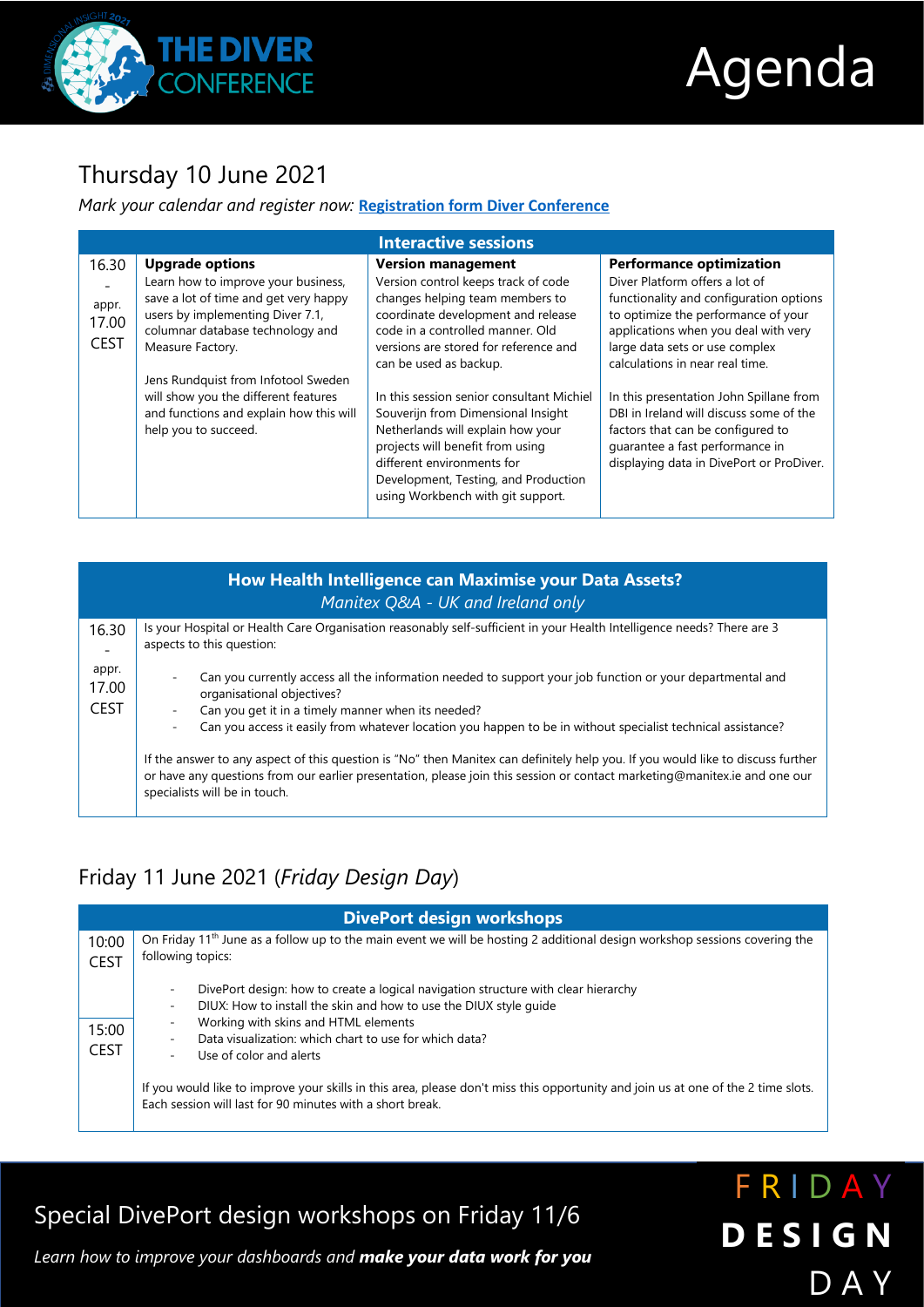# Agenda

## Thursday 10 June 2021

*Mark your calendar and register now:* **Registration form Diver Conference**

| Interactive sessions | | | |
|---|---|---|---|
| 16.30 - appr. 17.00 CEST | **Upgrade options**<br>Learn how to improve your business, save a lot of time and get very happy users by implementing Diver 7.1, columnar database technology and Measure Factory.<br><br>Jens Rundquist from Infotool Sweden will show you the different features and functions and explain how this will help you to succeed. | **Version management**<br>Version control keeps track of code changes helping team members to coordinate development and release code in a controlled manner. Old versions are stored for reference and can be used as backup.<br><br>In this session senior consultant Michiel Souverijn from Dimensional Insight Netherlands will explain how your projects will benefit from using different environments for Development, Testing, and Production using Workbench with git support. | **Performance optimization**<br>Diver Platform offers a lot of functionality and configuration options to optimize the performance of your applications when you deal with very large data sets or use complex calculations in near real time.<br><br>In this presentation John Spillane from DBI in Ireland will discuss some of the factors that can be configured to guarantee a fast performance in displaying data in DivePort or ProDiver. |

| **How Health Intelligence can Maximise your Data Assets?**<br>*Manitex Q&A - UK and Ireland only* | |
|---|---|
| 16.30 - appr. 17.00 CEST | Is your Hospital or Health Care Organisation reasonably self-sufficient in your Health Intelligence needs? There are 3 aspects to this question:<br><br>- Can you currently access all the information needed to support your job function or your departmental and organisational objectives?<br>- Can you get it in a timely manner when its needed?<br>- Can you access it easily from whatever location you happen to be in without specialist technical assistance?<br><br>If the answer to any aspect of this question is "No" then Manitex can definitely help you. If you would like to discuss further or have any questions from our earlier presentation, please join this session or contact marketing@manitex.ie and one our specialists will be in touch. |

## Friday 11 June 2021 (*Friday Design Day*)

| DivePort design workshops | |
|---|---|
| 10:00 CEST<br><br>15:00 CEST | On Friday 11th June as a follow up to the main event we will be hosting 2 additional design workshop sessions covering the following topics:<br><br>- DivePort design: how to create a logical navigation structure with clear hierarchy<br>- DIUX: How to install the skin and how to use the DIUX style guide<br>- Working with skins and HTML elements<br>- Data visualization: which chart to use for which data?<br>- Use of color and alerts<br><br>If you would like to improve your skills in this area, please don't miss this opportunity and join us at one of the 2 time slots. Each session will last for 90 minutes with a short break. |

Special DivePort design workshops on Friday 11/6

*Learn how to improve your dashboards and* ***make your data work for you***

FRIDAY DESIGN DAY